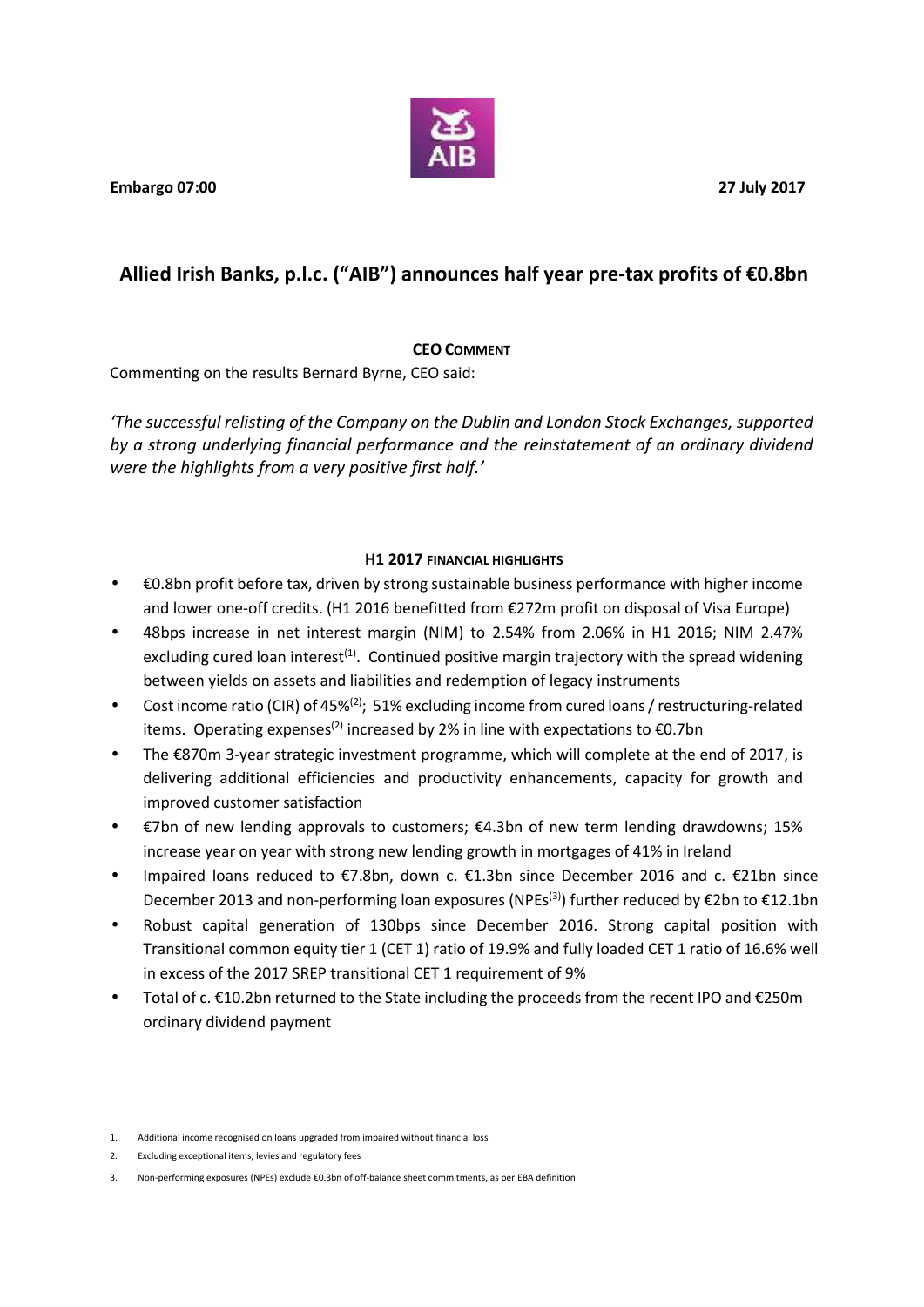**Embargo 07:00** **27 July 2017**

# Allied Irish Banks, p.l.c. ("AIB") announces half year pre-tax profits of €0.8bn

## CEO COMMENT

Commenting on the results Bernard Byrne, CEO said:

*'The successful relisting of the Company on the Dublin and London Stock Exchanges, supported by a strong underlying financial performance and the reinstatement of an ordinary dividend were the highlights from a very positive first half.'*

## H1 2017 FINANCIAL HIGHLIGHTS

- €0.8bn profit before tax, driven by strong sustainable business performance with higher income and lower one-off credits. (H1 2016 benefitted from €272m profit on disposal of Visa Europe)
- 48bps increase in net interest margin (NIM) to 2.54% from 2.06% in H1 2016; NIM 2.47% excluding cured loan interest[1]. Continued positive margin trajectory with the spread widening between yields on assets and liabilities and redemption of legacy instruments
- Cost income ratio (CIR) of 45%[2]; 51% excluding income from cured loans / restructuring-related items. Operating expenses[2] increased by 2% in line with expectations to €0.7bn
- The €870m 3-year strategic investment programme, which will complete at the end of 2017, is delivering additional efficiencies and productivity enhancements, capacity for growth and improved customer satisfaction
- €7bn of new lending approvals to customers; €4.3bn of new term lending drawdowns; 15% increase year on year with strong new lending growth in mortgages of 41% in Ireland
- Impaired loans reduced to €7.8bn, down c. €1.3bn since December 2016 and c. €21bn since December 2013 and non-performing loan exposures (NPEs[3]) further reduced by €2bn to €12.1bn
- Robust capital generation of 130bps since December 2016. Strong capital position with Transitional common equity tier 1 (CET 1) ratio of 19.9% and fully loaded CET 1 ratio of 16.6% well in excess of the 2017 SREP transitional CET 1 requirement of 9%
- Total of c. €10.2bn returned to the State including the proceeds from the recent IPO and €250m ordinary dividend payment

1. Additional income recognised on loans upgraded from impaired without financial loss
2. Excluding exceptional items, levies and regulatory fees
3. Non-performing exposures (NPEs) exclude €0.3bn of off-balance sheet commitments, as per EBA definition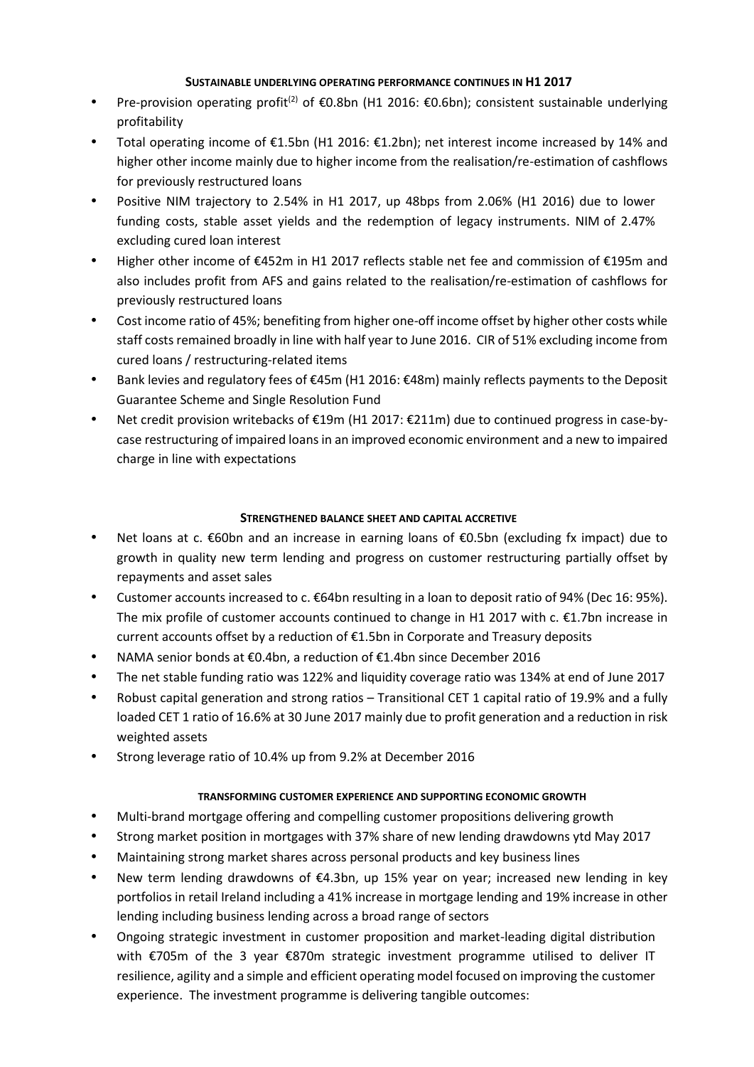**SUSTAINABLE UNDERLYING OPERATING PERFORMANCE CONTINUES IN H1 2017**

- Pre-provision operating profit[2] of €0.8bn (H1 2016: €0.6bn); consistent sustainable underlying profitability
- Total operating income of €1.5bn (H1 2016: €1.2bn); net interest income increased by 14% and higher other income mainly due to higher income from the realisation/re-estimation of cashflows for previously restructured loans
- Positive NIM trajectory to 2.54% in H1 2017, up 48bps from 2.06% (H1 2016) due to lower funding costs, stable asset yields and the redemption of legacy instruments. NIM of 2.47% excluding cured loan interest
- Higher other income of €452m in H1 2017 reflects stable net fee and commission of €195m and also includes profit from AFS and gains related to the realisation/re-estimation of cashflows for previously restructured loans
- Cost income ratio of 45%; benefiting from higher one-off income offset by higher other costs while staff costs remained broadly in line with half year to June 2016. CIR of 51% excluding income from cured loans / restructuring-related items
- Bank levies and regulatory fees of €45m (H1 2016: €48m) mainly reflects payments to the Deposit Guarantee Scheme and Single Resolution Fund
- Net credit provision writebacks of €19m (H1 2017: €211m) due to continued progress in case-by-case restructuring of impaired loans in an improved economic environment and a new to impaired charge in line with expectations

**STRENGTHENED BALANCE SHEET AND CAPITAL ACCRETIVE**

- Net loans at c. €60bn and an increase in earning loans of €0.5bn (excluding fx impact) due to growth in quality new term lending and progress on customer restructuring partially offset by repayments and asset sales
- Customer accounts increased to c. €64bn resulting in a loan to deposit ratio of 94% (Dec 16: 95%). The mix profile of customer accounts continued to change in H1 2017 with c. €1.7bn increase in current accounts offset by a reduction of €1.5bn in Corporate and Treasury deposits
- NAMA senior bonds at €0.4bn, a reduction of €1.4bn since December 2016
- The net stable funding ratio was 122% and liquidity coverage ratio was 134% at end of June 2017
- Robust capital generation and strong ratios – Transitional CET 1 capital ratio of 19.9% and a fully loaded CET 1 ratio of 16.6% at 30 June 2017 mainly due to profit generation and a reduction in risk weighted assets
- Strong leverage ratio of 10.4% up from 9.2% at December 2016

**TRANSFORMING CUSTOMER EXPERIENCE AND SUPPORTING ECONOMIC GROWTH**

- Multi-brand mortgage offering and compelling customer propositions delivering growth
- Strong market position in mortgages with 37% share of new lending drawdowns ytd May 2017
- Maintaining strong market shares across personal products and key business lines
- New term lending drawdowns of €4.3bn, up 15% year on year; increased new lending in key portfolios in retail Ireland including a 41% increase in mortgage lending and 19% increase in other lending including business lending across a broad range of sectors
- Ongoing strategic investment in customer proposition and market-leading digital distribution with €705m of the 3 year €870m strategic investment programme utilised to deliver IT resilience, agility and a simple and efficient operating model focused on improving the customer experience. The investment programme is delivering tangible outcomes: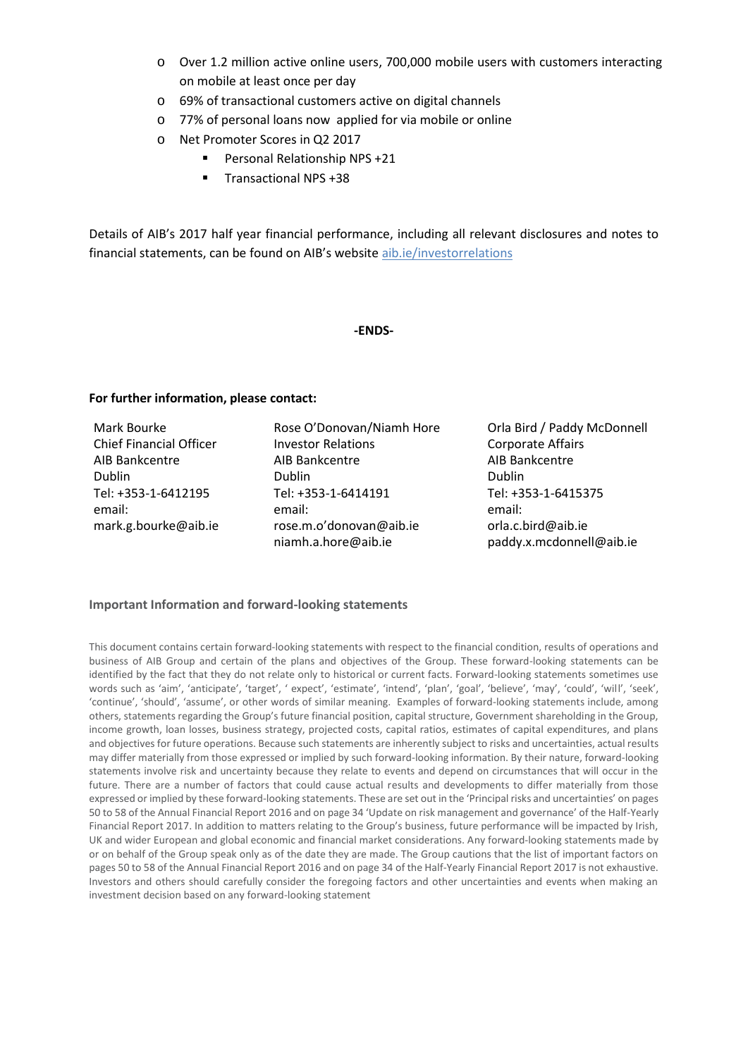- Over 1.2 million active online users, 700,000 mobile users with customers interacting on mobile at least once per day
- 69% of transactional customers active on digital channels
- 77% of personal loans now applied for via mobile or online
- Net Promoter Scores in Q2 2017
  - Personal Relationship NPS +21
  - Transactional NPS +38

Details of AIB's 2017 half year financial performance, including all relevant disclosures and notes to financial statements, can be found on AIB's website [aib.ie/investorrelations](aib.ie/investorrelations)

**-ENDS-**

**For further information, please contact:**

| | | |
|---|---|---|
| Mark Bourke<br>Chief Financial Officer<br>AIB Bankcentre<br>Dublin<br>Tel: +353-1-6412195<br>email:<br>mark.g.bourke@aib.ie | Rose O'Donovan/Niamh Hore<br>Investor Relations<br>AIB Bankcentre<br>Dublin<br>Tel: +353-1-6414191<br>email:<br>rose.m.o'donovan@aib.ie<br>niamh.a.hore@aib.ie | Orla Bird / Paddy McDonnell<br>Corporate Affairs<br>AIB Bankcentre<br>Dublin<br>Tel: +353-1-6415375<br>email:<br>orla.c.bird@aib.ie<br>paddy.x.mcdonnell@aib.ie |

**Important Information and forward-looking statements**

This document contains certain forward-looking statements with respect to the financial condition, results of operations and business of AIB Group and certain of the plans and objectives of the Group. These forward-looking statements can be identified by the fact that they do not relate only to historical or current facts. Forward-looking statements sometimes use words such as 'aim', 'anticipate', 'target', ' expect', 'estimate', 'intend', 'plan', 'goal', 'believe', 'may', 'could', 'will', 'seek', 'continue', 'should', 'assume', or other words of similar meaning. Examples of forward-looking statements include, among others, statements regarding the Group's future financial position, capital structure, Government shareholding in the Group, income growth, loan losses, business strategy, projected costs, capital ratios, estimates of capital expenditures, and plans and objectives for future operations. Because such statements are inherently subject to risks and uncertainties, actual results may differ materially from those expressed or implied by such forward-looking information. By their nature, forward-looking statements involve risk and uncertainty because they relate to events and depend on circumstances that will occur in the future. There are a number of factors that could cause actual results and developments to differ materially from those expressed or implied by these forward-looking statements. These are set out in the 'Principal risks and uncertainties' on pages 50 to 58 of the Annual Financial Report 2016 and on page 34 'Update on risk management and governance' of the Half-Yearly Financial Report 2017. In addition to matters relating to the Group's business, future performance will be impacted by Irish, UK and wider European and global economic and financial market considerations. Any forward-looking statements made by or on behalf of the Group speak only as of the date they are made. The Group cautions that the list of important factors on pages 50 to 58 of the Annual Financial Report 2016 and on page 34 of the Half-Yearly Financial Report 2017 is not exhaustive. Investors and others should carefully consider the foregoing factors and other uncertainties and events when making an investment decision based on any forward-looking statement